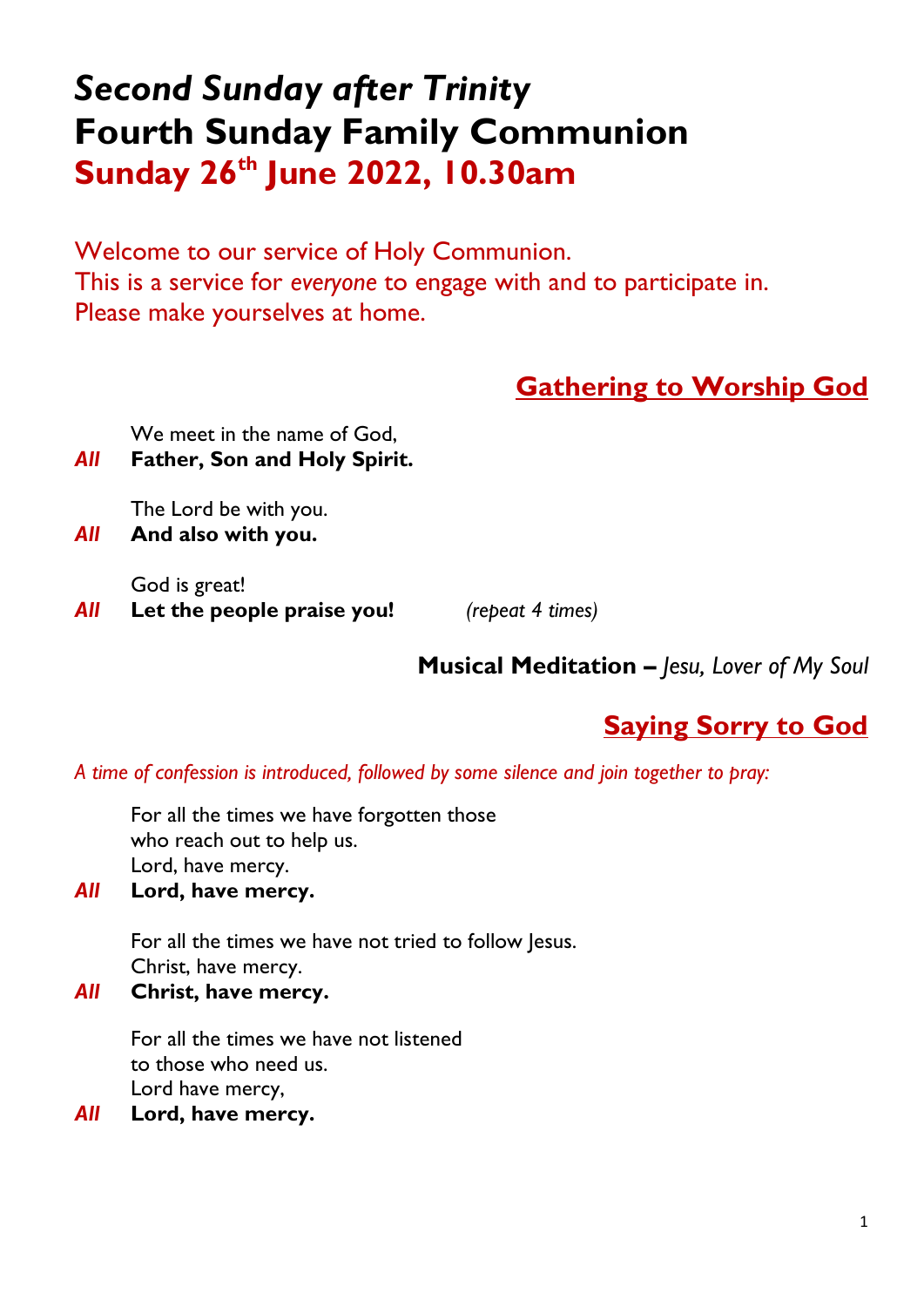# *Second Sunday after Trinity*
# Fourth Sunday Family Communion
# Sunday 26th June 2022, 10.30am

Welcome to our service of Holy Communion.
This is a service for *everyone* to engage with and to participate in.
Please make yourselves at home.

## Gathering to Worship God

We meet in the name of God,
***All*** **Father, Son and Holy Spirit.**

The Lord be with you.
***All*** **And also with you.**

God is great!
***All*** **Let the people praise you!** *(repeat 4 times)*

**Musical Meditation –** *Jesu, Lover of My Soul*

## Saying Sorry to God

*A time of confession is introduced, followed by some silence and join together to pray:*

For all the times we have forgotten those
who reach out to help us.
Lord, have mercy.
***All*** **Lord, have mercy.**

For all the times we have not tried to follow Jesus.
Christ, have mercy.
***All*** **Christ, have mercy.**

For all the times we have not listened
to those who need us.
Lord have mercy,
***All*** **Lord, have mercy.**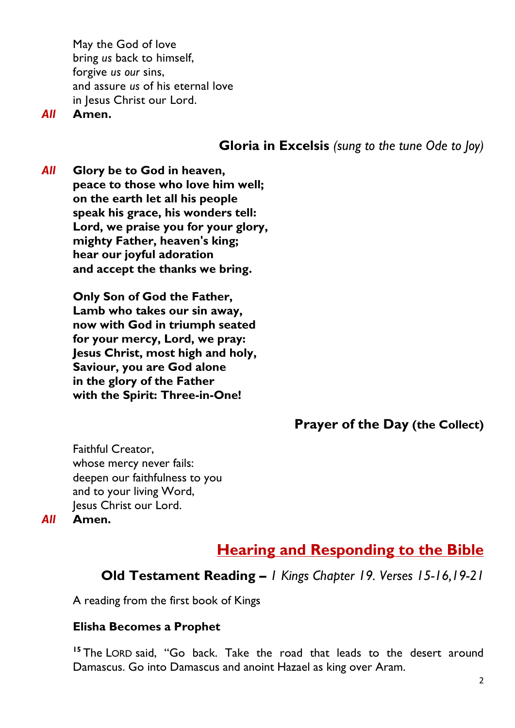May the God of love  
bring *us* back to himself,  
forgive *us our* sins,  
and assure *us* of his eternal love  
in Jesus Christ our Lord.

***All*** **Amen.**

### Gloria in Excelsis *(sung to the tune Ode to Joy)*

***All*** **Glory be to God in heaven,**  
**peace to those who love him well;**  
**on the earth let all his people**  
**speak his grace, his wonders tell:**  
**Lord, we praise you for your glory,**  
**mighty Father, heaven's king;**  
**hear our joyful adoration**  
**and accept the thanks we bring.**

**Only Son of God the Father,**  
**Lamb who takes our sin away,**  
**now with God in triumph seated**  
**for your mercy, Lord, we pray:**  
**Jesus Christ, most high and holy,**  
**Saviour, you are God alone**  
**in the glory of the Father**  
**with the Spirit: Three-in-One!**

### Prayer of the Day (the Collect)

Faithful Creator,  
whose mercy never fails:  
deepen our faithfulness to you  
and to your living Word,  
Jesus Christ our Lord.

***All*** **Amen.**

## Hearing and Responding to the Bible

### Old Testament Reading – *1 Kings Chapter 19. Verses 15-16,19-21*

A reading from the first book of Kings

**Elisha Becomes a Prophet**

[15] The LORD said, "Go back. Take the road that leads to the desert around Damascus. Go into Damascus and anoint Hazael as king over Aram.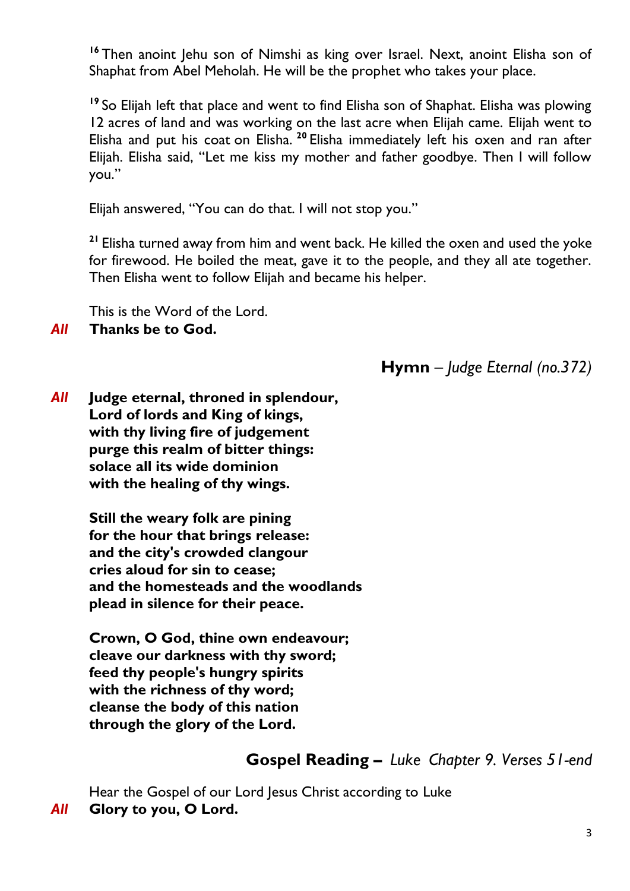[16] Then anoint Jehu son of Nimshi as king over Israel. Next, anoint Elisha son of Shaphat from Abel Meholah. He will be the prophet who takes your place.

[19] So Elijah left that place and went to find Elisha son of Shaphat. Elisha was plowing 12 acres of land and was working on the last acre when Elijah came. Elijah went to Elisha and put his coat on Elisha. [20] Elisha immediately left his oxen and ran after Elijah. Elisha said, "Let me kiss my mother and father goodbye. Then I will follow you."

Elijah answered, "You can do that. I will not stop you."

[21] Elisha turned away from him and went back. He killed the oxen and used the yoke for firewood. He boiled the meat, gave it to the people, and they all ate together. Then Elisha went to follow Elijah and became his helper.

This is the Word of the Lord.
*All* **Thanks be to God.**

**Hymn** – *Judge Eternal (no.372)*

*All* **Judge eternal, throned in splendour,**
**Lord of lords and King of kings,**
**with thy living fire of judgement**
**purge this realm of bitter things:**
**solace all its wide dominion**
**with the healing of thy wings.**

**Still the weary folk are pining**
**for the hour that brings release:**
**and the city's crowded clangour**
**cries aloud for sin to cease;**
**and the homesteads and the woodlands**
**plead in silence for their peace.**

**Crown, O God, thine own endeavour;**
**cleave our darkness with thy sword;**
**feed thy people's hungry spirits**
**with the richness of thy word;**
**cleanse the body of this nation**
**through the glory of the Lord.**

**Gospel Reading –** *Luke Chapter 9. Verses 51-end*

Hear the Gospel of our Lord Jesus Christ according to Luke
*All* **Glory to you, O Lord.**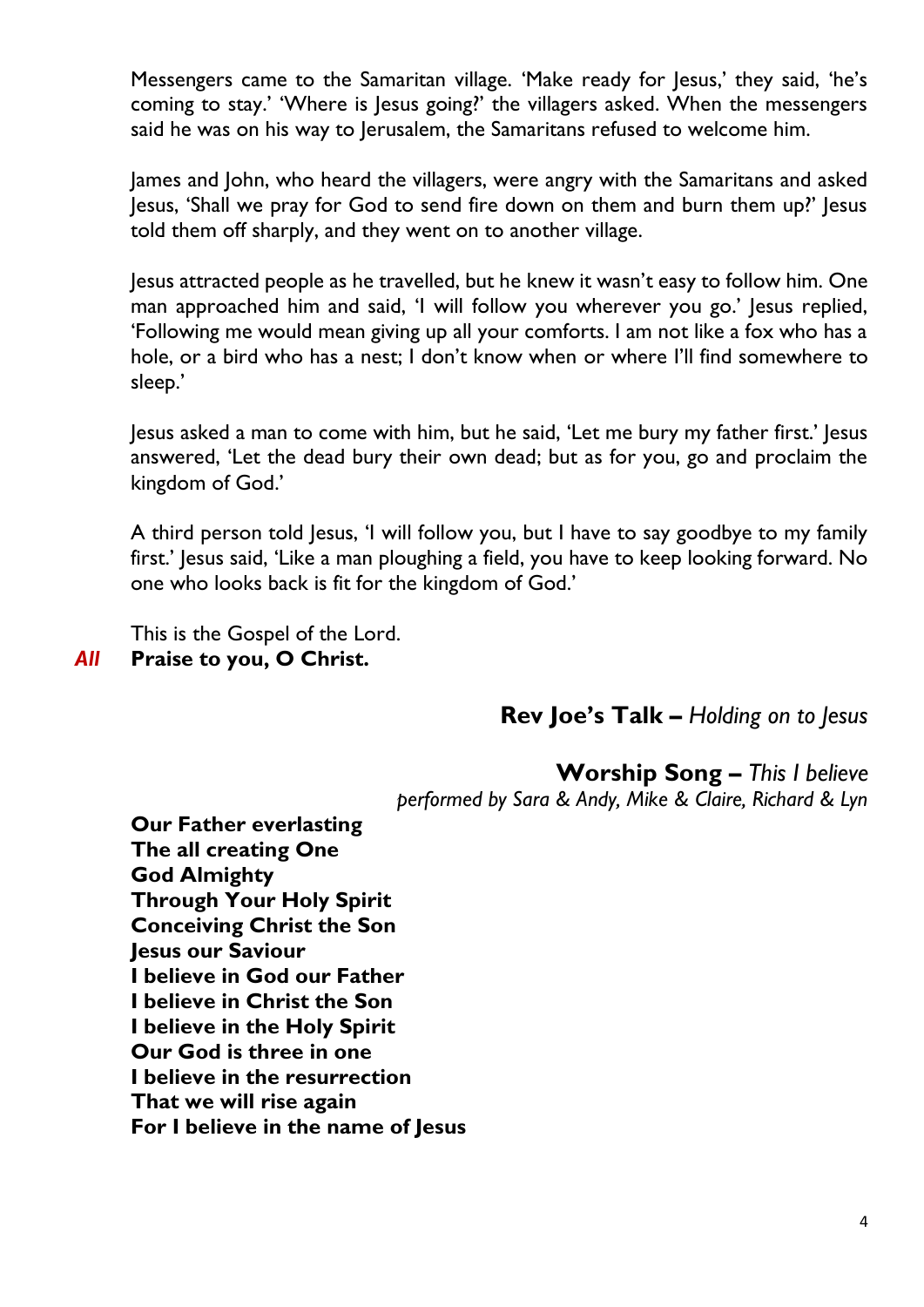Messengers came to the Samaritan village. 'Make ready for Jesus,' they said, 'he's coming to stay.' 'Where is Jesus going?' the villagers asked. When the messengers said he was on his way to Jerusalem, the Samaritans refused to welcome him.

James and John, who heard the villagers, were angry with the Samaritans and asked Jesus, 'Shall we pray for God to send fire down on them and burn them up?' Jesus told them off sharply, and they went on to another village.

Jesus attracted people as he travelled, but he knew it wasn't easy to follow him. One man approached him and said, 'I will follow you wherever you go.' Jesus replied, 'Following me would mean giving up all your comforts. I am not like a fox who has a hole, or a bird who has a nest; I don't know when or where I'll find somewhere to sleep.'

Jesus asked a man to come with him, but he said, 'Let me bury my father first.' Jesus answered, 'Let the dead bury their own dead; but as for you, go and proclaim the kingdom of God.'

A third person told Jesus, 'I will follow you, but I have to say goodbye to my family first.' Jesus said, 'Like a man ploughing a field, you have to keep looking forward. No one who looks back is fit for the kingdom of God.'

This is the Gospel of the Lord.
***All*** **Praise to you, O Christ.**

## **Rev Joe's Talk –** *Holding on to Jesus*

## **Worship Song –** *This I believe*

*performed by Sara & Andy, Mike & Claire, Richard & Lyn*

**Our Father everlasting**
**The all creating One**
**God Almighty**
**Through Your Holy Spirit**
**Conceiving Christ the Son**
**Jesus our Saviour**
**I believe in God our Father**
**I believe in Christ the Son**
**I believe in the Holy Spirit**
**Our God is three in one**
**I believe in the resurrection**
**That we will rise again**
**For I believe in the name of Jesus**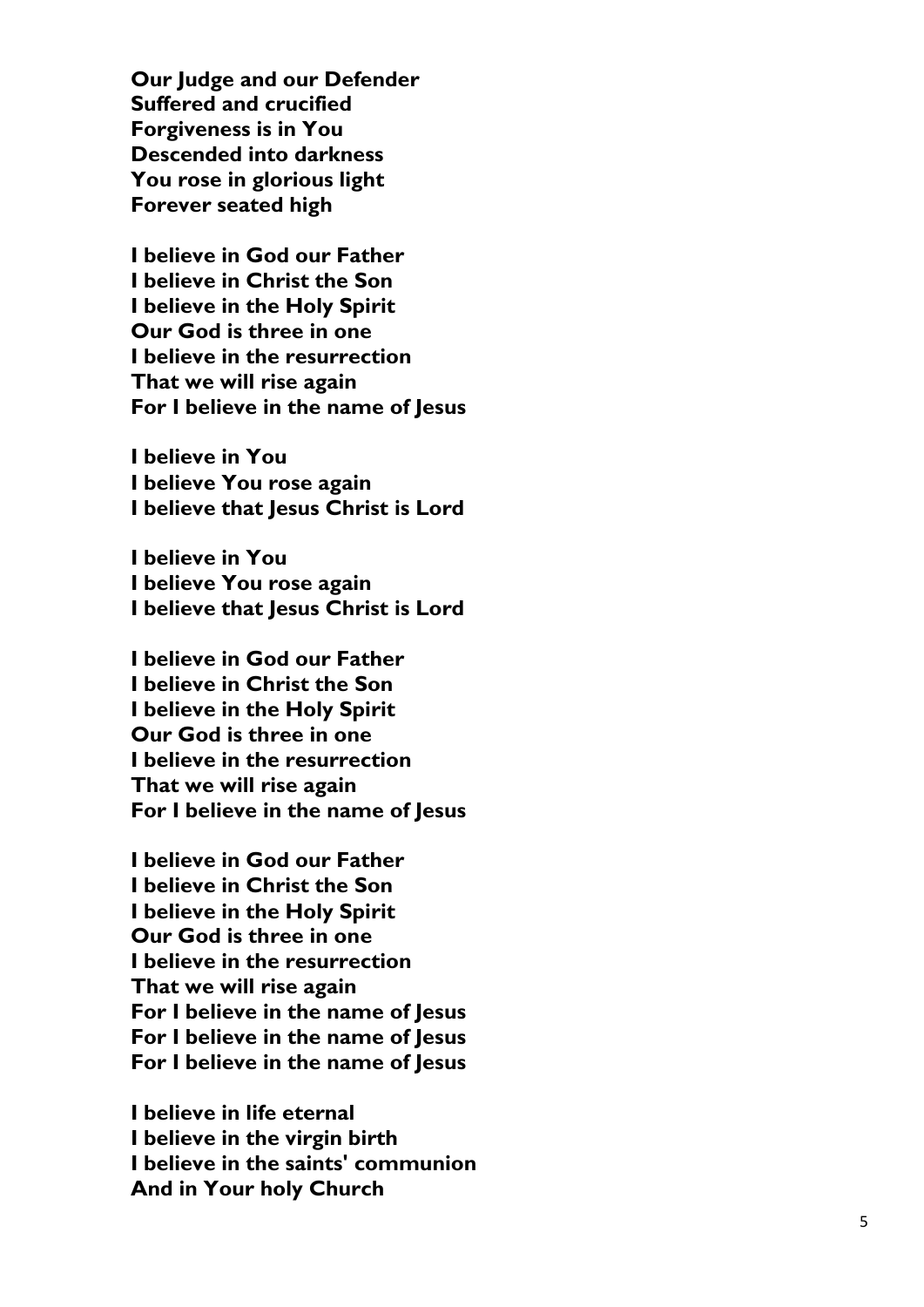**Our Judge and our Defender**
**Suffered and crucified**
**Forgiveness is in You**
**Descended into darkness**
**You rose in glorious light**
**Forever seated high**

**I believe in God our Father**
**I believe in Christ the Son**
**I believe in the Holy Spirit**
**Our God is three in one**
**I believe in the resurrection**
**That we will rise again**
**For I believe in the name of Jesus**

**I believe in You**
**I believe You rose again**
**I believe that Jesus Christ is Lord**

**I believe in You**
**I believe You rose again**
**I believe that Jesus Christ is Lord**

**I believe in God our Father**
**I believe in Christ the Son**
**I believe in the Holy Spirit**
**Our God is three in one**
**I believe in the resurrection**
**That we will rise again**
**For I believe in the name of Jesus**

**I believe in God our Father**
**I believe in Christ the Son**
**I believe in the Holy Spirit**
**Our God is three in one**
**I believe in the resurrection**
**That we will rise again**
**For I believe in the name of Jesus**
**For I believe in the name of Jesus**
**For I believe in the name of Jesus**

**I believe in life eternal**
**I believe in the virgin birth**
**I believe in the saints' communion**
**And in Your holy Church**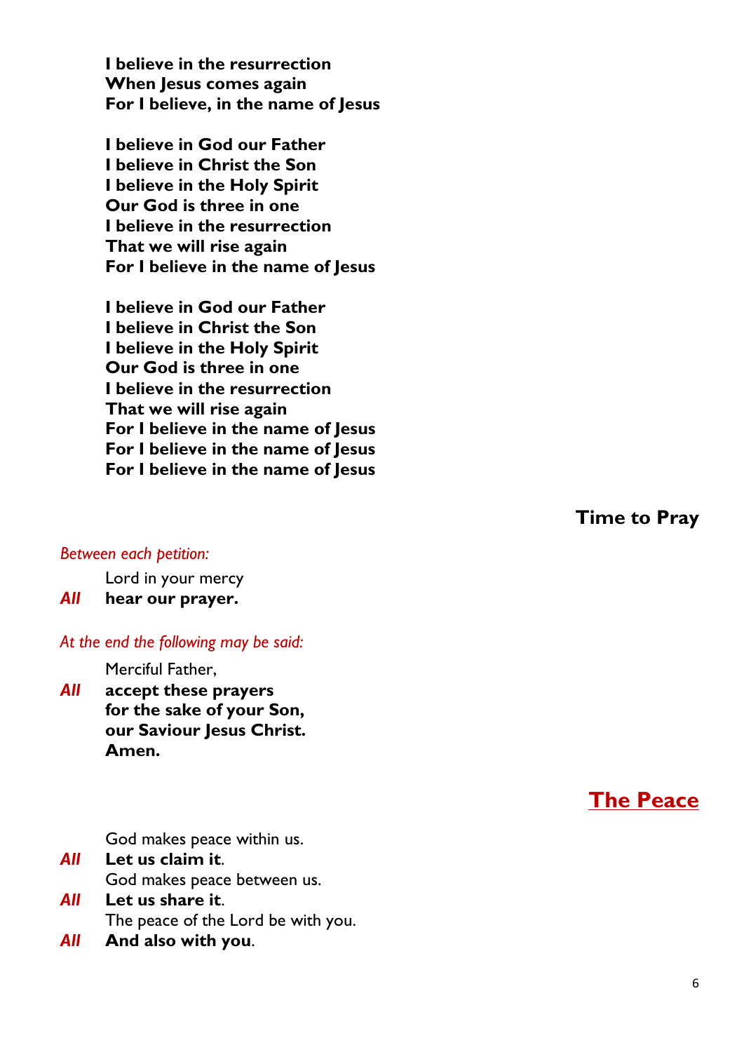**I believe in the resurrection**
**When Jesus comes again**
**For I believe, in the name of Jesus**

**I believe in God our Father**
**I believe in Christ the Son**
**I believe in the Holy Spirit**
**Our God is three in one**
**I believe in the resurrection**
**That we will rise again**
**For I believe in the name of Jesus**

**I believe in God our Father**
**I believe in Christ the Son**
**I believe in the Holy Spirit**
**Our God is three in one**
**I believe in the resurrection**
**That we will rise again**
**For I believe in the name of Jesus**
**For I believe in the name of Jesus**
**For I believe in the name of Jesus**

## Time to Pray

*Between each petition:*

Lord in your mercy
***All*** **hear our prayer.**

*At the end the following may be said:*

Merciful Father,
***All*** **accept these prayers**
**for the sake of your Son,**
**our Saviour Jesus Christ.**
**Amen.**

## The Peace

God makes peace within us.
***All*** **Let us claim it**.
God makes peace between us.
***All*** **Let us share it**.
The peace of the Lord be with you.
***All*** **And also with you**.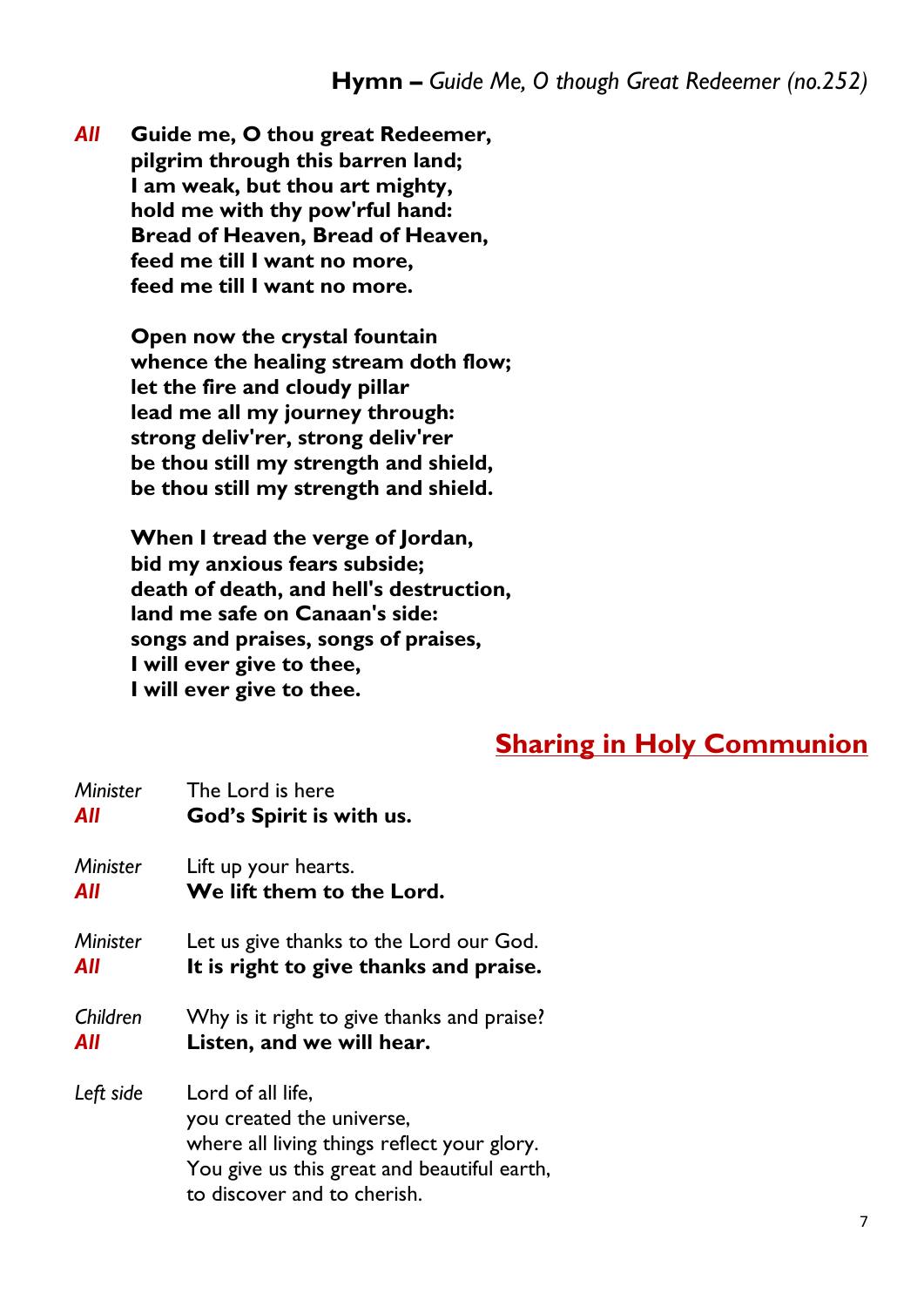**Hymn –** *Guide Me, O though Great Redeemer (no.252)*

***All*** **Guide me, O thou great Redeemer,**
**pilgrim through this barren land;**
**I am weak, but thou art mighty,**
**hold me with thy pow'rful hand:**
**Bread of Heaven, Bread of Heaven,**
**feed me till I want no more,**
**feed me till I want no more.**

**Open now the crystal fountain**
**whence the healing stream doth flow;**
**let the fire and cloudy pillar**
**lead me all my journey through:**
**strong deliv'rer, strong deliv'rer**
**be thou still my strength and shield,**
**be thou still my strength and shield.**

**When I tread the verge of Jordan,**
**bid my anxious fears subside;**
**death of death, and hell's destruction,**
**land me safe on Canaan's side:**
**songs and praises, songs of praises,**
**I will ever give to thee,**
**I will ever give to thee.**

## Sharing in Holy Communion

*Minister* The Lord is here
***All*** **God's Spirit is with us.**

*Minister* Lift up your hearts.
***All*** **We lift them to the Lord.**

*Minister* Let us give thanks to the Lord our God.
***All*** **It is right to give thanks and praise.**

*Children* Why is it right to give thanks and praise?
***All*** **Listen, and we will hear.**

*Left side* Lord of all life,
you created the universe,
where all living things reflect your glory.
You give us this great and beautiful earth,
to discover and to cherish.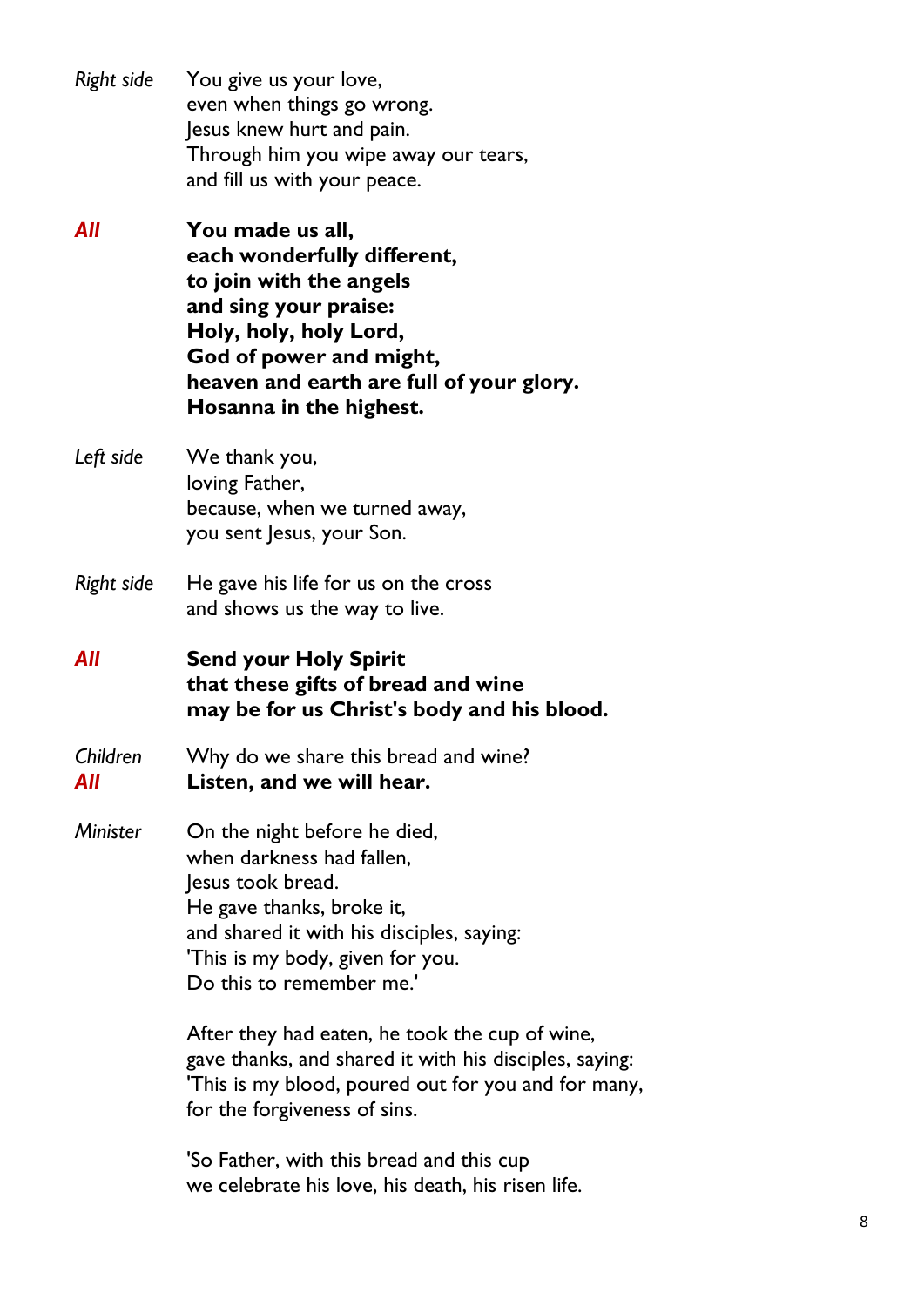*Right side* You give us your love,
even when things go wrong.
Jesus knew hurt and pain.
Through him you wipe away our tears,
and fill us with your peace.

***All*** **You made us all,**
**each wonderfully different,**
**to join with the angels**
**and sing your praise:**
**Holy, holy, holy Lord,**
**God of power and might,**
**heaven and earth are full of your glory.**
**Hosanna in the highest.**

*Left side* We thank you,
loving Father,
because, when we turned away,
you sent Jesus, your Son.

*Right side* He gave his life for us on the cross
and shows us the way to live.

***All*** **Send your Holy Spirit**
**that these gifts of bread and wine**
**may be for us Christ's body and his blood.**

*Children* Why do we share this bread and wine?
***All*** **Listen, and we will hear.**

*Minister* On the night before he died,
when darkness had fallen,
Jesus took bread.
He gave thanks, broke it,
and shared it with his disciples, saying:
'This is my body, given for you.
Do this to remember me.'

After they had eaten, he took the cup of wine,
gave thanks, and shared it with his disciples, saying:
'This is my blood, poured out for you and for many,
for the forgiveness of sins.

'So Father, with this bread and this cup
we celebrate his love, his death, his risen life.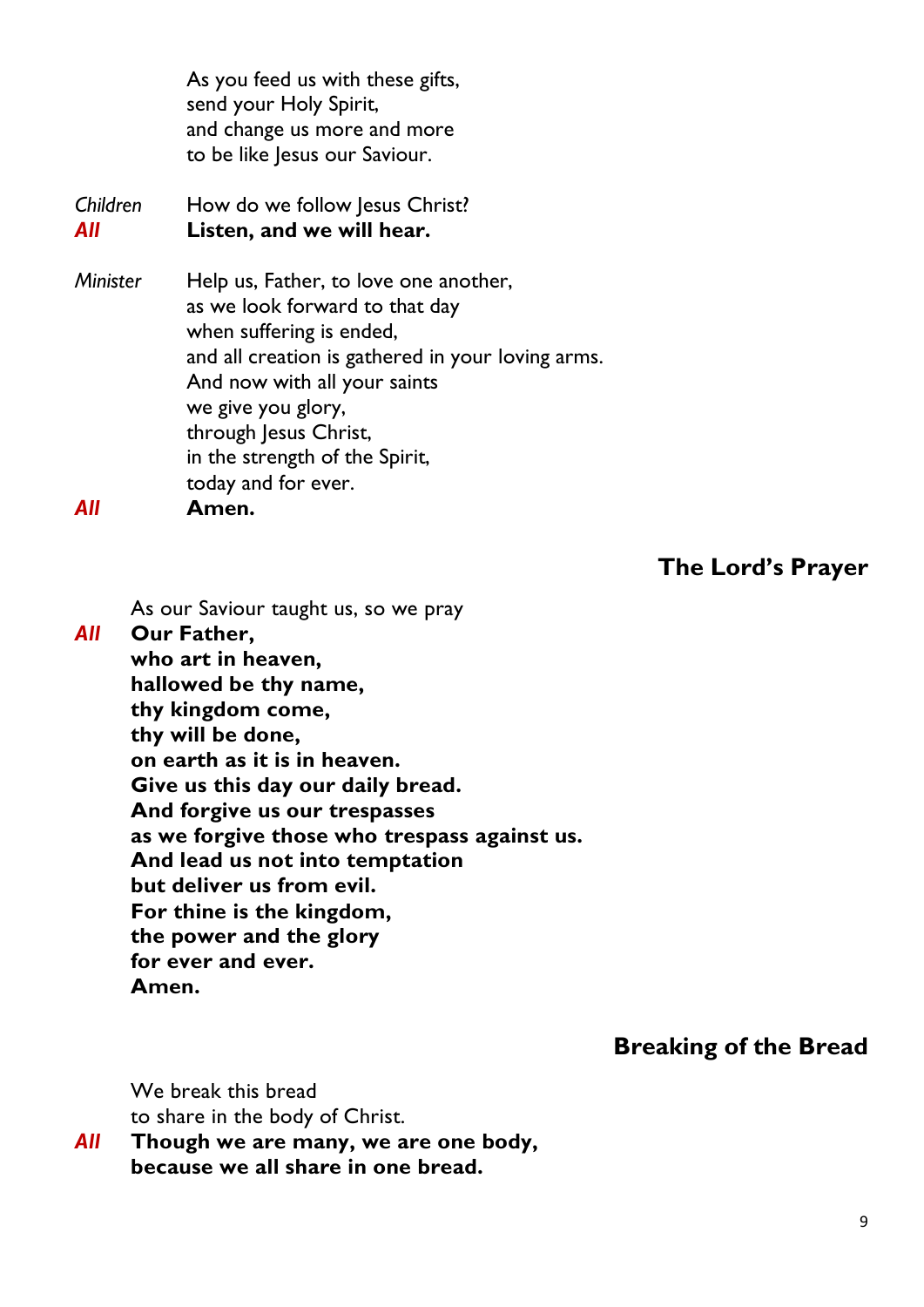As you feed us with these gifts,
send your Holy Spirit,
and change us more and more
to be like Jesus our Saviour.

*Children* How do we follow Jesus Christ?
***All*** **Listen, and we will hear.**

*Minister* Help us, Father, to love one another,
as we look forward to that day
when suffering is ended,
and all creation is gathered in your loving arms.
And now with all your saints
we give you glory,
through Jesus Christ,
in the strength of the Spirit,
today and for ever.
***All*** **Amen.**

## The Lord's Prayer

As our Saviour taught us, so we pray
***All*** **Our Father,
who art in heaven,
hallowed be thy name,
thy kingdom come,
thy will be done,
on earth as it is in heaven.
Give us this day our daily bread.
And forgive us our trespasses
as we forgive those who trespass against us.
And lead us not into temptation
but deliver us from evil.
For thine is the kingdom,
the power and the glory
for ever and ever.
Amen.**

## Breaking of the Bread

We break this bread
to share in the body of Christ.
***All*** **Though we are many, we are one body,
because we all share in one bread.**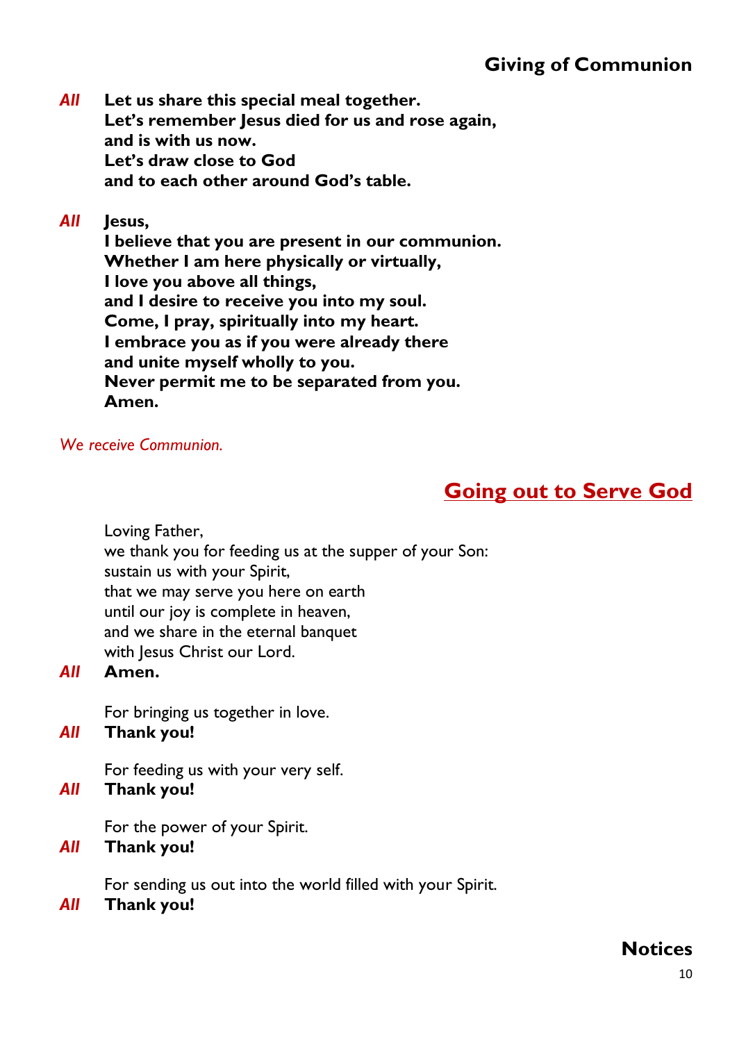## Giving of Communion

***All*** **Let us share this special meal together.**
**Let's remember Jesus died for us and rose again,**
**and is with us now.**
**Let's draw close to God**
**and to each other around God's table.**

***All*** **Jesus,**
**I believe that you are present in our communion.**
**Whether I am here physically or virtually,**
**I love you above all things,**
**and I desire to receive you into my soul.**
**Come, I pray, spiritually into my heart.**
**I embrace you as if you were already there**
**and unite myself wholly to you.**
**Never permit me to be separated from you.**
**Amen.**

*We receive Communion.*

# Going out to Serve God

Loving Father,
we thank you for feeding us at the supper of your Son:
sustain us with your Spirit,
that we may serve you here on earth
until our joy is complete in heaven,
and we share in the eternal banquet
with Jesus Christ our Lord.

***All*** **Amen.**

For bringing us together in love.

***All*** **Thank you!**

For feeding us with your very self.

***All*** **Thank you!**

For the power of your Spirit.

***All*** **Thank you!**

For sending us out into the world filled with your Spirit.

***All*** **Thank you!**

## Notices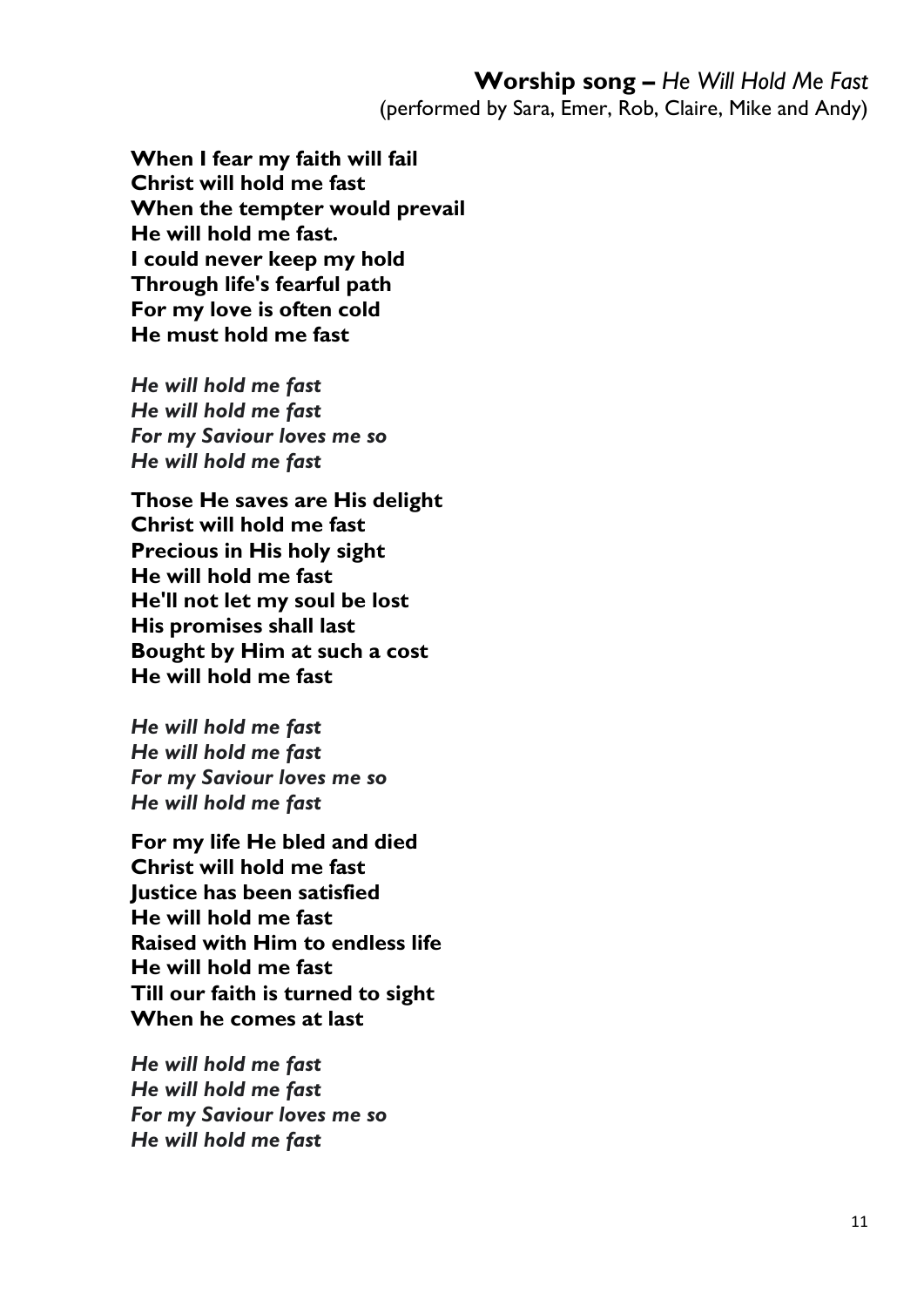### **Worship song –** *He Will Hold Me Fast*

(performed by Sara, Emer, Rob, Claire, Mike and Andy)

**When I fear my faith will fail**
**Christ will hold me fast**
**When the tempter would prevail**
**He will hold me fast.**
**I could never keep my hold**
**Through life's fearful path**
**For my love is often cold**
**He must hold me fast**

***He will hold me fast***
***He will hold me fast***
***For my Saviour loves me so***
***He will hold me fast***

**Those He saves are His delight**
**Christ will hold me fast**
**Precious in His holy sight**
**He will hold me fast**
**He'll not let my soul be lost**
**His promises shall last**
**Bought by Him at such a cost**
**He will hold me fast**

***He will hold me fast***
***He will hold me fast***
***For my Saviour loves me so***
***He will hold me fast***

**For my life He bled and died**
**Christ will hold me fast**
**Justice has been satisfied**
**He will hold me fast**
**Raised with Him to endless life**
**He will hold me fast**
**Till our faith is turned to sight**
**When he comes at last**

***He will hold me fast***
***He will hold me fast***
***For my Saviour loves me so***
***He will hold me fast***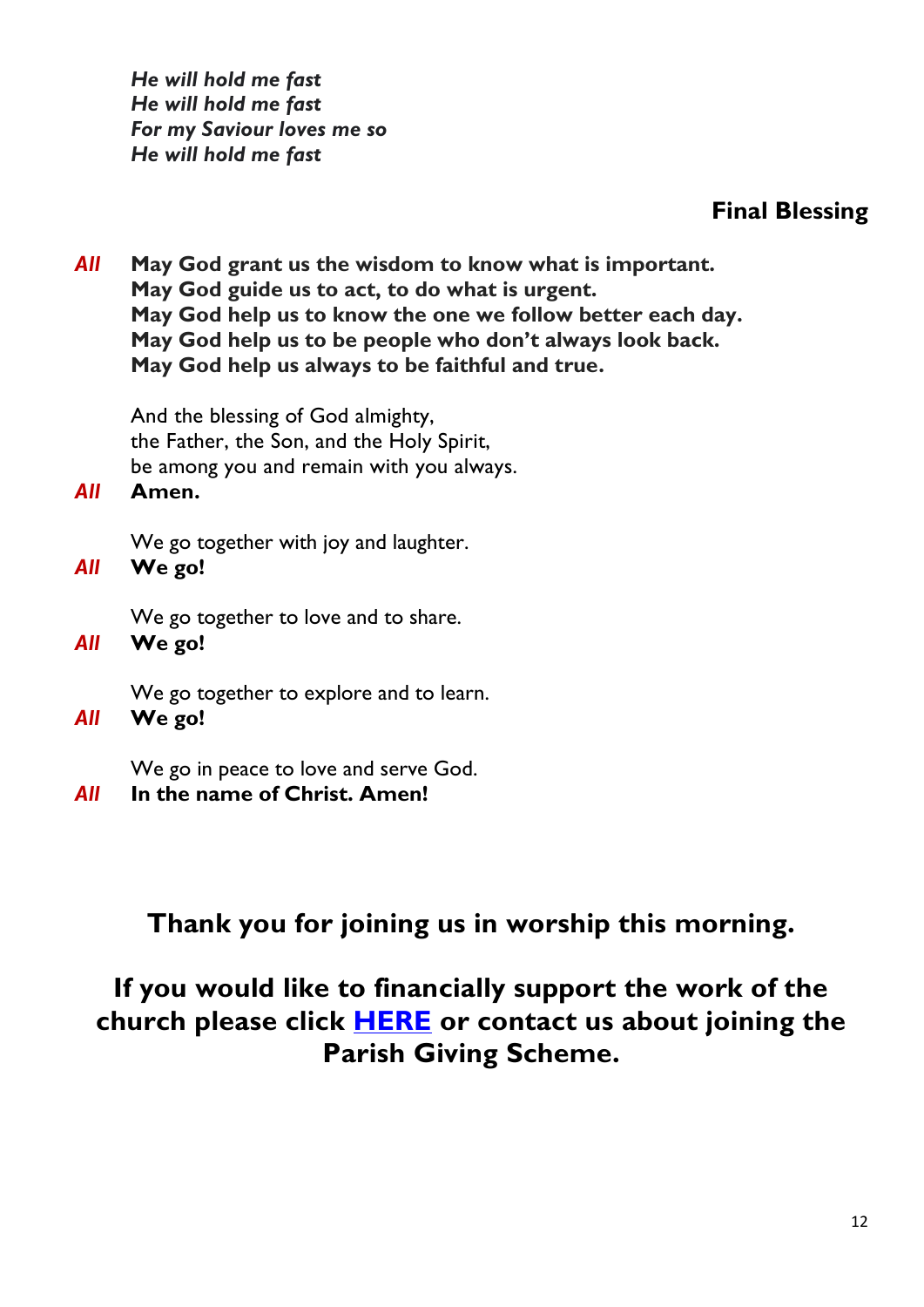*He will hold me fast*  
*He will hold me fast*  
*For my Saviour loves me so*  
*He will hold me fast*

## Final Blessing

***All*** **May God grant us the wisdom to know what is important.**  
**May God guide us to act, to do what is urgent.**  
**May God help us to know the one we follow better each day.**  
**May God help us to be people who don't always look back.**  
**May God help us always to be faithful and true.**

And the blessing of God almighty,  
the Father, the Son, and the Holy Spirit,  
be among you and remain with you always.

***All*** **Amen.**

We go together with joy and laughter.

***All*** **We go!**

We go together to love and to share.

***All*** **We go!**

We go together to explore and to learn.

***All*** **We go!**

We go in peace to love and serve God.

***All*** **In the name of Christ. Amen!**

**Thank you for joining us in worship this morning.**

**If you would like to financially support the work of the church please click HERE or contact us about joining the Parish Giving Scheme.**